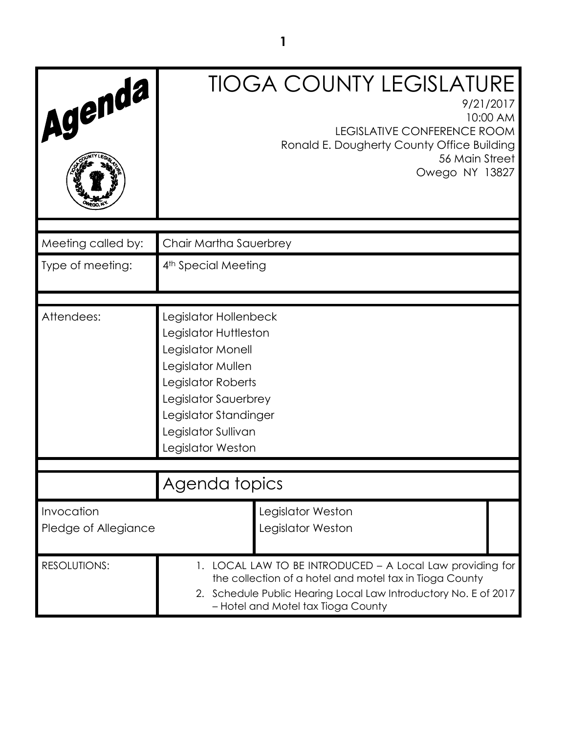# Agenda

# TIOGA COUNTY LEGISLATURE

9/21/2017
10:00 AM
LEGISLATIVE CONFERENCE ROOM
Ronald E. Dougherty County Office Building
56 Main Street
Owego NY 13827

| | |
|---|---|
| Meeting called by: | Chair Martha Sauerbrey |
| Type of meeting: | 4th Special Meeting |

| | |
|---|---|
| Attendees: | Legislator Hollenbeck<br>Legislator Huttleston<br>Legislator Monell<br>Legislator Mullen<br>Legislator Roberts<br>Legislator Sauerbrey<br>Legislator Standinger<br>Legislator Sullivan<br>Legislator Weston |

## Agenda topics

| | |
|---|---|
| Invocation | Legislator Weston |
| Pledge of Allegiance | Legislator Weston |

RESOLUTIONS:

1. LOCAL LAW TO BE INTRODUCED – A Local Law providing for the collection of a hotel and motel tax in Tioga County
2. Schedule Public Hearing Local Law Introductory No. E of 2017 – Hotel and Motel tax Tioga County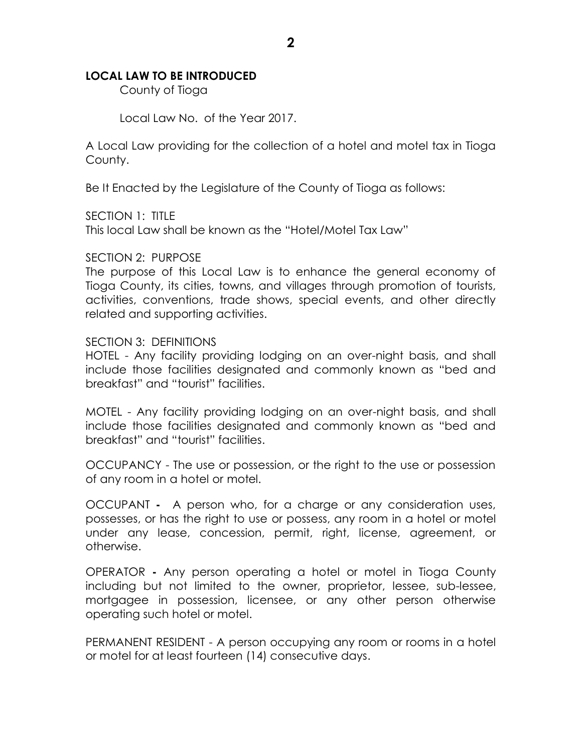**LOCAL LAW TO BE INTRODUCED**

County of Tioga

Local Law No. of the Year 2017.

A Local Law providing for the collection of a hotel and motel tax in Tioga County.

Be It Enacted by the Legislature of the County of Tioga as follows:

SECTION 1: TITLE

This local Law shall be known as the "Hotel/Motel Tax Law"

SECTION 2: PURPOSE

The purpose of this Local Law is to enhance the general economy of Tioga County, its cities, towns, and villages through promotion of tourists, activities, conventions, trade shows, special events, and other directly related and supporting activities.

SECTION 3: DEFINITIONS

HOTEL - Any facility providing lodging on an over-night basis, and shall include those facilities designated and commonly known as "bed and breakfast" and "tourist" facilities.

MOTEL - Any facility providing lodging on an over-night basis, and shall include those facilities designated and commonly known as "bed and breakfast" and "tourist" facilities.

OCCUPANCY - The use or possession, or the right to the use or possession of any room in a hotel or motel.

OCCUPANT **-** A person who, for a charge or any consideration uses, possesses, or has the right to use or possess, any room in a hotel or motel under any lease, concession, permit, right, license, agreement, or otherwise.

OPERATOR **-** Any person operating a hotel or motel in Tioga County including but not limited to the owner, proprietor, lessee, sub-lessee, mortgagee in possession, licensee, or any other person otherwise operating such hotel or motel.

PERMANENT RESIDENT - A person occupying any room or rooms in a hotel or motel for at least fourteen (14) consecutive days.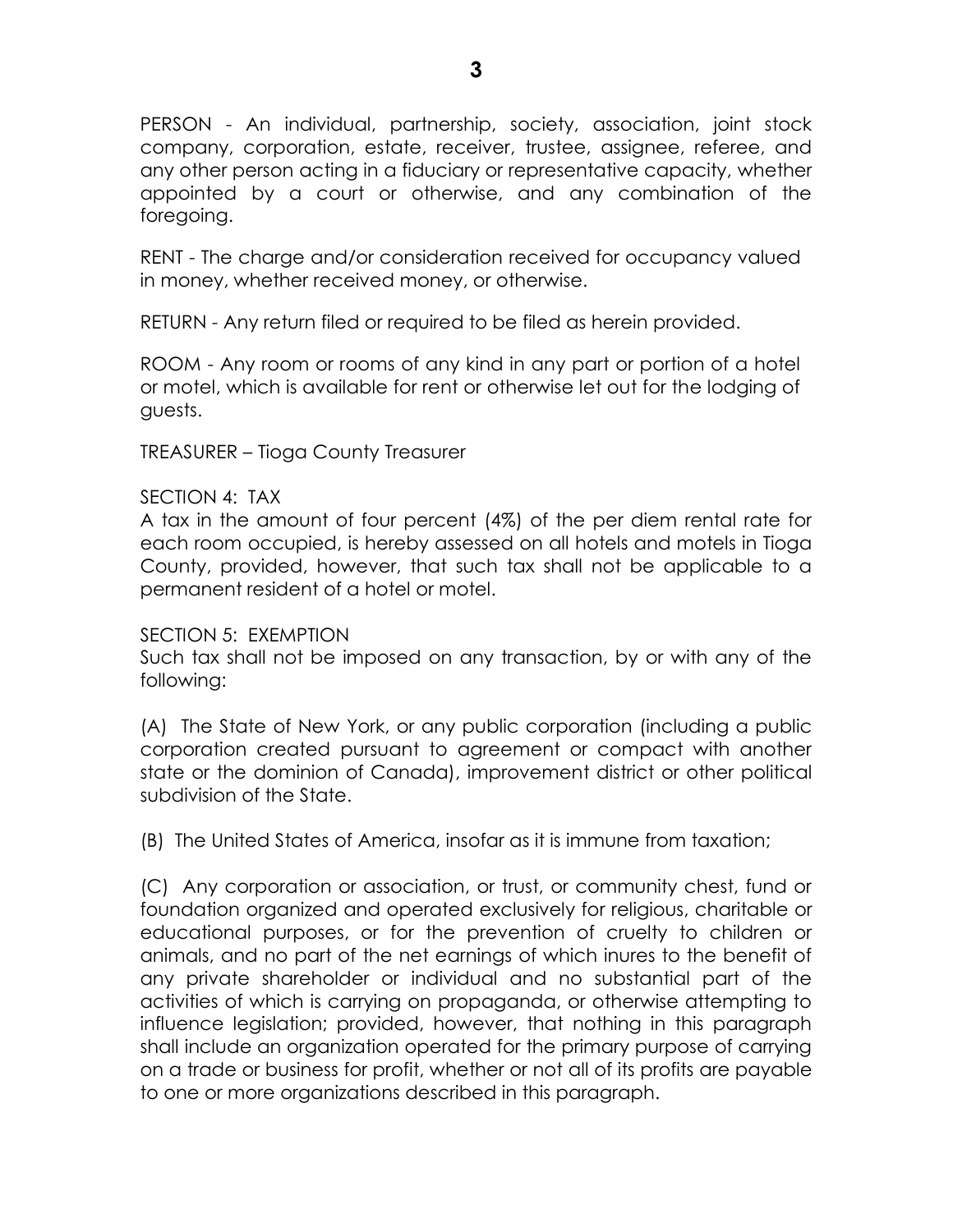PERSON - An individual, partnership, society, association, joint stock company, corporation, estate, receiver, trustee, assignee, referee, and any other person acting in a fiduciary or representative capacity, whether appointed by a court or otherwise, and any combination of the foregoing.

RENT - The charge and/or consideration received for occupancy valued in money, whether received money, or otherwise.

RETURN - Any return filed or required to be filed as herein provided.

ROOM - Any room or rooms of any kind in any part or portion of a hotel or motel, which is available for rent or otherwise let out for the lodging of guests.

TREASURER – Tioga County Treasurer

SECTION 4: TAX

A tax in the amount of four percent (4%) of the per diem rental rate for each room occupied, is hereby assessed on all hotels and motels in Tioga County, provided, however, that such tax shall not be applicable to a permanent resident of a hotel or motel.

SECTION 5: EXEMPTION

Such tax shall not be imposed on any transaction, by or with any of the following:

(A) The State of New York, or any public corporation (including a public corporation created pursuant to agreement or compact with another state or the dominion of Canada), improvement district or other political subdivision of the State.

(B) The United States of America, insofar as it is immune from taxation;

(C) Any corporation or association, or trust, or community chest, fund or foundation organized and operated exclusively for religious, charitable or educational purposes, or for the prevention of cruelty to children or animals, and no part of the net earnings of which inures to the benefit of any private shareholder or individual and no substantial part of the activities of which is carrying on propaganda, or otherwise attempting to influence legislation; provided, however, that nothing in this paragraph shall include an organization operated for the primary purpose of carrying on a trade or business for profit, whether or not all of its profits are payable to one or more organizations described in this paragraph.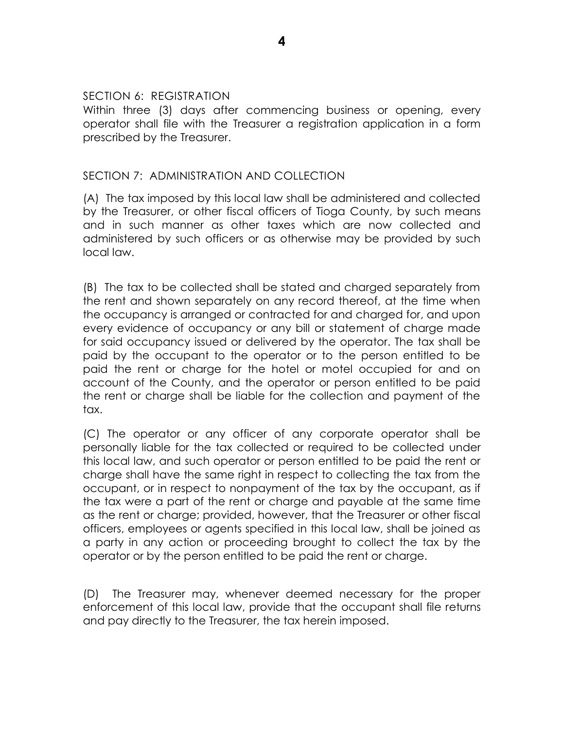## SECTION 6: REGISTRATION

Within three (3) days after commencing business or opening, every operator shall file with the Treasurer a registration application in a form prescribed by the Treasurer.

## SECTION 7: ADMINISTRATION AND COLLECTION

(A) The tax imposed by this local law shall be administered and collected by the Treasurer, or other fiscal officers of Tioga County, by such means and in such manner as other taxes which are now collected and administered by such officers or as otherwise may be provided by such local law.

(B) The tax to be collected shall be stated and charged separately from the rent and shown separately on any record thereof, at the time when the occupancy is arranged or contracted for and charged for, and upon every evidence of occupancy or any bill or statement of charge made for said occupancy issued or delivered by the operator. The tax shall be paid by the occupant to the operator or to the person entitled to be paid the rent or charge for the hotel or motel occupied for and on account of the County, and the operator or person entitled to be paid the rent or charge shall be liable for the collection and payment of the tax.

(C) The operator or any officer of any corporate operator shall be personally liable for the tax collected or required to be collected under this local law, and such operator or person entitled to be paid the rent or charge shall have the same right in respect to collecting the tax from the occupant, or in respect to nonpayment of the tax by the occupant, as if the tax were a part of the rent or charge and payable at the same time as the rent or charge; provided, however, that the Treasurer or other fiscal officers, employees or agents specified in this local law, shall be joined as a party in any action or proceeding brought to collect the tax by the operator or by the person entitled to be paid the rent or charge.

(D) The Treasurer may, whenever deemed necessary for the proper enforcement of this local law, provide that the occupant shall file returns and pay directly to the Treasurer, the tax herein imposed.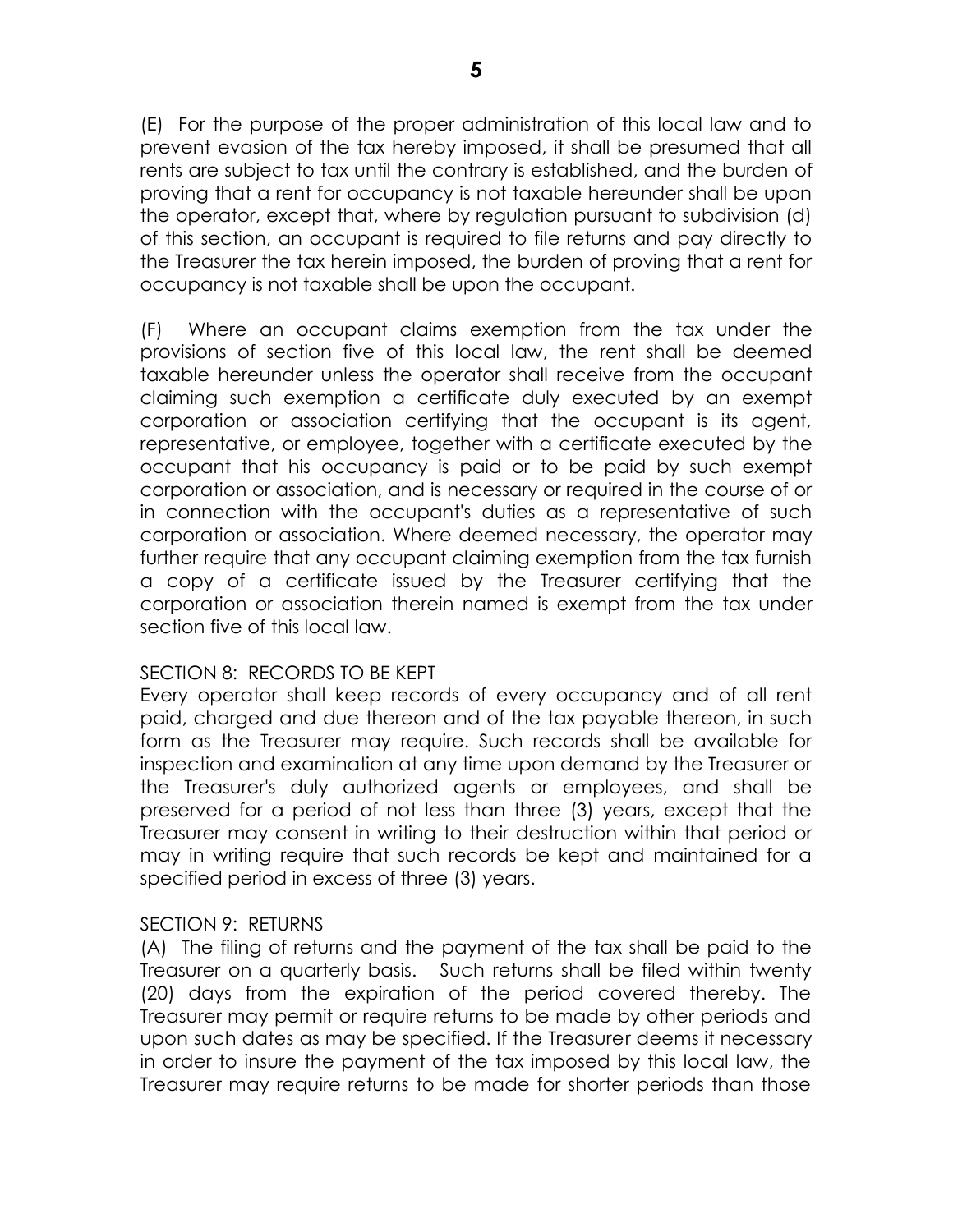(E) For the purpose of the proper administration of this local law and to prevent evasion of the tax hereby imposed, it shall be presumed that all rents are subject to tax until the contrary is established, and the burden of proving that a rent for occupancy is not taxable hereunder shall be upon the operator, except that, where by regulation pursuant to subdivision (d) of this section, an occupant is required to file returns and pay directly to the Treasurer the tax herein imposed, the burden of proving that a rent for occupancy is not taxable shall be upon the occupant.

(F) Where an occupant claims exemption from the tax under the provisions of section five of this local law, the rent shall be deemed taxable hereunder unless the operator shall receive from the occupant claiming such exemption a certificate duly executed by an exempt corporation or association certifying that the occupant is its agent, representative, or employee, together with a certificate executed by the occupant that his occupancy is paid or to be paid by such exempt corporation or association, and is necessary or required in the course of or in connection with the occupant's duties as a representative of such corporation or association. Where deemed necessary, the operator may further require that any occupant claiming exemption from the tax furnish a copy of a certificate issued by the Treasurer certifying that the corporation or association therein named is exempt from the tax under section five of this local law.

## SECTION 8: RECORDS TO BE KEPT

Every operator shall keep records of every occupancy and of all rent paid, charged and due thereon and of the tax payable thereon, in such form as the Treasurer may require. Such records shall be available for inspection and examination at any time upon demand by the Treasurer or the Treasurer's duly authorized agents or employees, and shall be preserved for a period of not less than three (3) years, except that the Treasurer may consent in writing to their destruction within that period or may in writing require that such records be kept and maintained for a specified period in excess of three (3) years.

## SECTION 9: RETURNS

(A) The filing of returns and the payment of the tax shall be paid to the Treasurer on a quarterly basis. Such returns shall be filed within twenty (20) days from the expiration of the period covered thereby. The Treasurer may permit or require returns to be made by other periods and upon such dates as may be specified. If the Treasurer deems it necessary in order to insure the payment of the tax imposed by this local law, the Treasurer may require returns to be made for shorter periods than those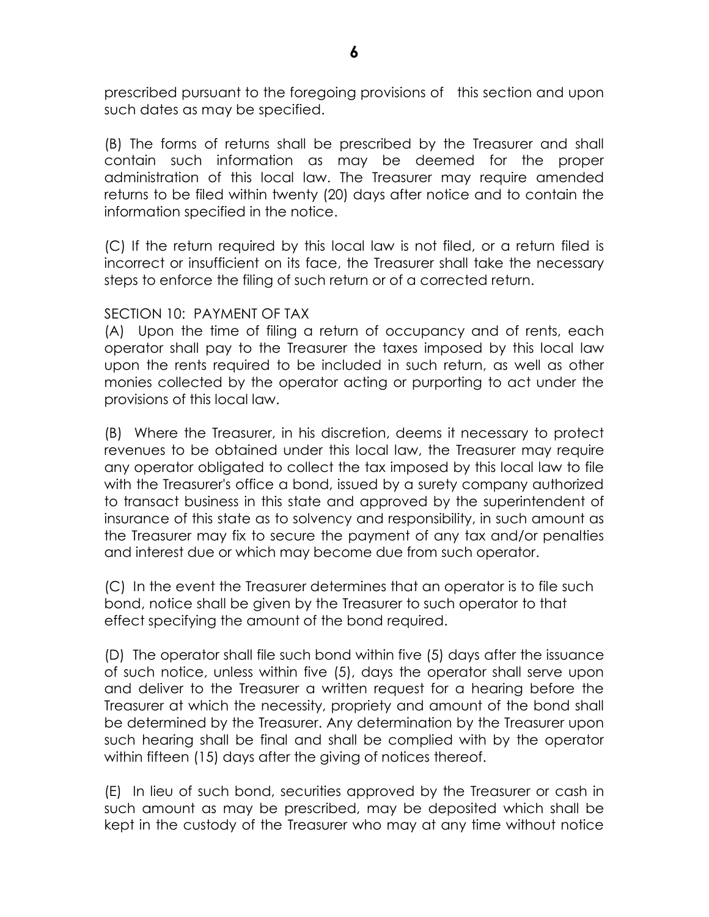prescribed pursuant to the foregoing provisions of this section and upon such dates as may be specified.

(B) The forms of returns shall be prescribed by the Treasurer and shall contain such information as may be deemed for the proper administration of this local law. The Treasurer may require amended returns to be filed within twenty (20) days after notice and to contain the information specified in the notice.

(C) If the return required by this local law is not filed, or a return filed is incorrect or insufficient on its face, the Treasurer shall take the necessary steps to enforce the filing of such return or of a corrected return.

SECTION 10: PAYMENT OF TAX

(A) Upon the time of filing a return of occupancy and of rents, each operator shall pay to the Treasurer the taxes imposed by this local law upon the rents required to be included in such return, as well as other monies collected by the operator acting or purporting to act under the provisions of this local law.

(B) Where the Treasurer, in his discretion, deems it necessary to protect revenues to be obtained under this local law, the Treasurer may require any operator obligated to collect the tax imposed by this local law to file with the Treasurer's office a bond, issued by a surety company authorized to transact business in this state and approved by the superintendent of insurance of this state as to solvency and responsibility, in such amount as the Treasurer may fix to secure the payment of any tax and/or penalties and interest due or which may become due from such operator.

(C) In the event the Treasurer determines that an operator is to file such bond, notice shall be given by the Treasurer to such operator to that effect specifying the amount of the bond required.

(D) The operator shall file such bond within five (5) days after the issuance of such notice, unless within five (5), days the operator shall serve upon and deliver to the Treasurer a written request for a hearing before the Treasurer at which the necessity, propriety and amount of the bond shall be determined by the Treasurer. Any determination by the Treasurer upon such hearing shall be final and shall be complied with by the operator within fifteen (15) days after the giving of notices thereof.

(E) In lieu of such bond, securities approved by the Treasurer or cash in such amount as may be prescribed, may be deposited which shall be kept in the custody of the Treasurer who may at any time without notice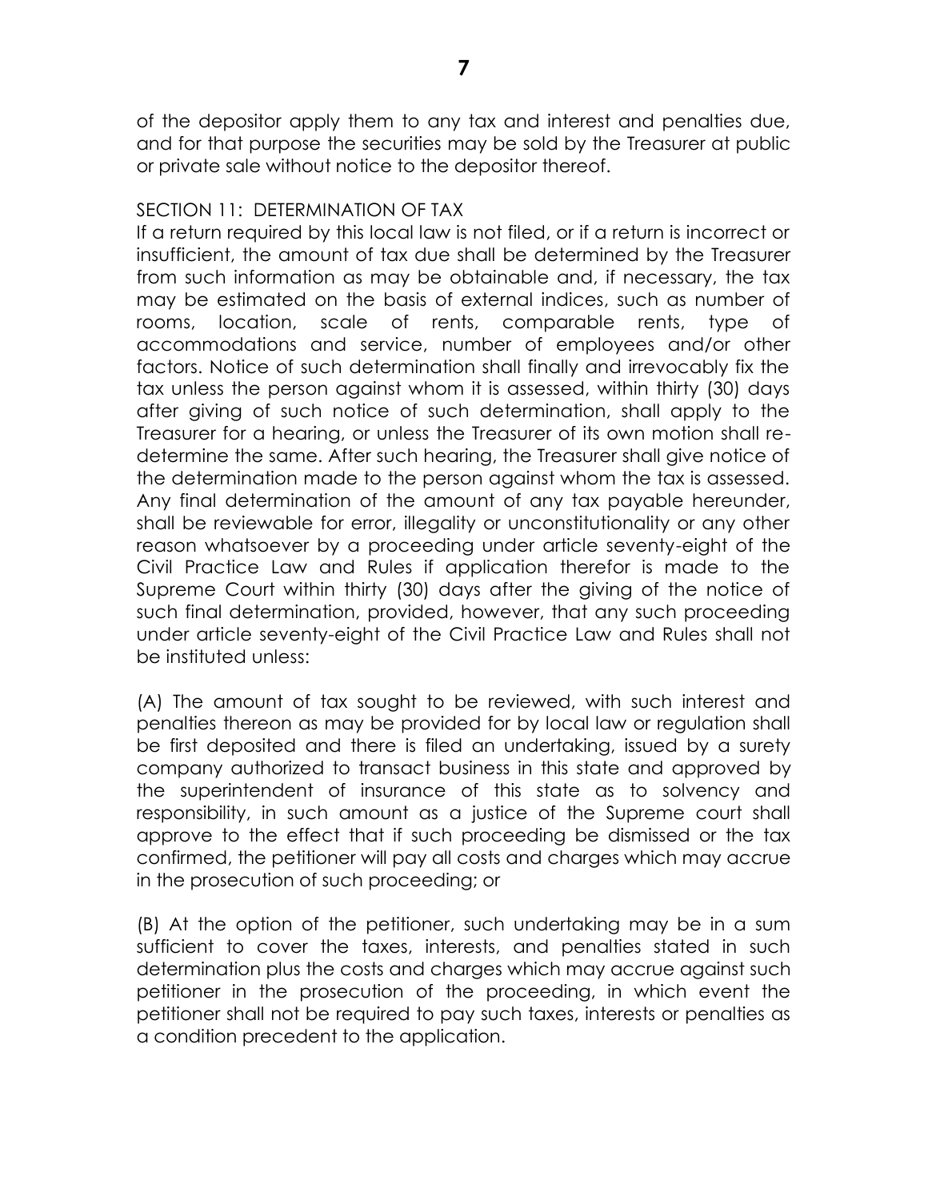of the depositor apply them to any tax and interest and penalties due, and for that purpose the securities may be sold by the Treasurer at public or private sale without notice to the depositor thereof.

## SECTION 11: DETERMINATION OF TAX

If a return required by this local law is not filed, or if a return is incorrect or insufficient, the amount of tax due shall be determined by the Treasurer from such information as may be obtainable and, if necessary, the tax may be estimated on the basis of external indices, such as number of rooms, location, scale of rents, comparable rents, type of accommodations and service, number of employees and/or other factors. Notice of such determination shall finally and irrevocably fix the tax unless the person against whom it is assessed, within thirty (30) days after giving of such notice of such determination, shall apply to the Treasurer for a hearing, or unless the Treasurer of its own motion shall re-determine the same. After such hearing, the Treasurer shall give notice of the determination made to the person against whom the tax is assessed. Any final determination of the amount of any tax payable hereunder, shall be reviewable for error, illegality or unconstitutionality or any other reason whatsoever by a proceeding under article seventy-eight of the Civil Practice Law and Rules if application therefor is made to the Supreme Court within thirty (30) days after the giving of the notice of such final determination, provided, however, that any such proceeding under article seventy-eight of the Civil Practice Law and Rules shall not be instituted unless:

(A) The amount of tax sought to be reviewed, with such interest and penalties thereon as may be provided for by local law or regulation shall be first deposited and there is filed an undertaking, issued by a surety company authorized to transact business in this state and approved by the superintendent of insurance of this state as to solvency and responsibility, in such amount as a justice of the Supreme court shall approve to the effect that if such proceeding be dismissed or the tax confirmed, the petitioner will pay all costs and charges which may accrue in the prosecution of such proceeding; or

(B) At the option of the petitioner, such undertaking may be in a sum sufficient to cover the taxes, interests, and penalties stated in such determination plus the costs and charges which may accrue against such petitioner in the prosecution of the proceeding, in which event the petitioner shall not be required to pay such taxes, interests or penalties as a condition precedent to the application.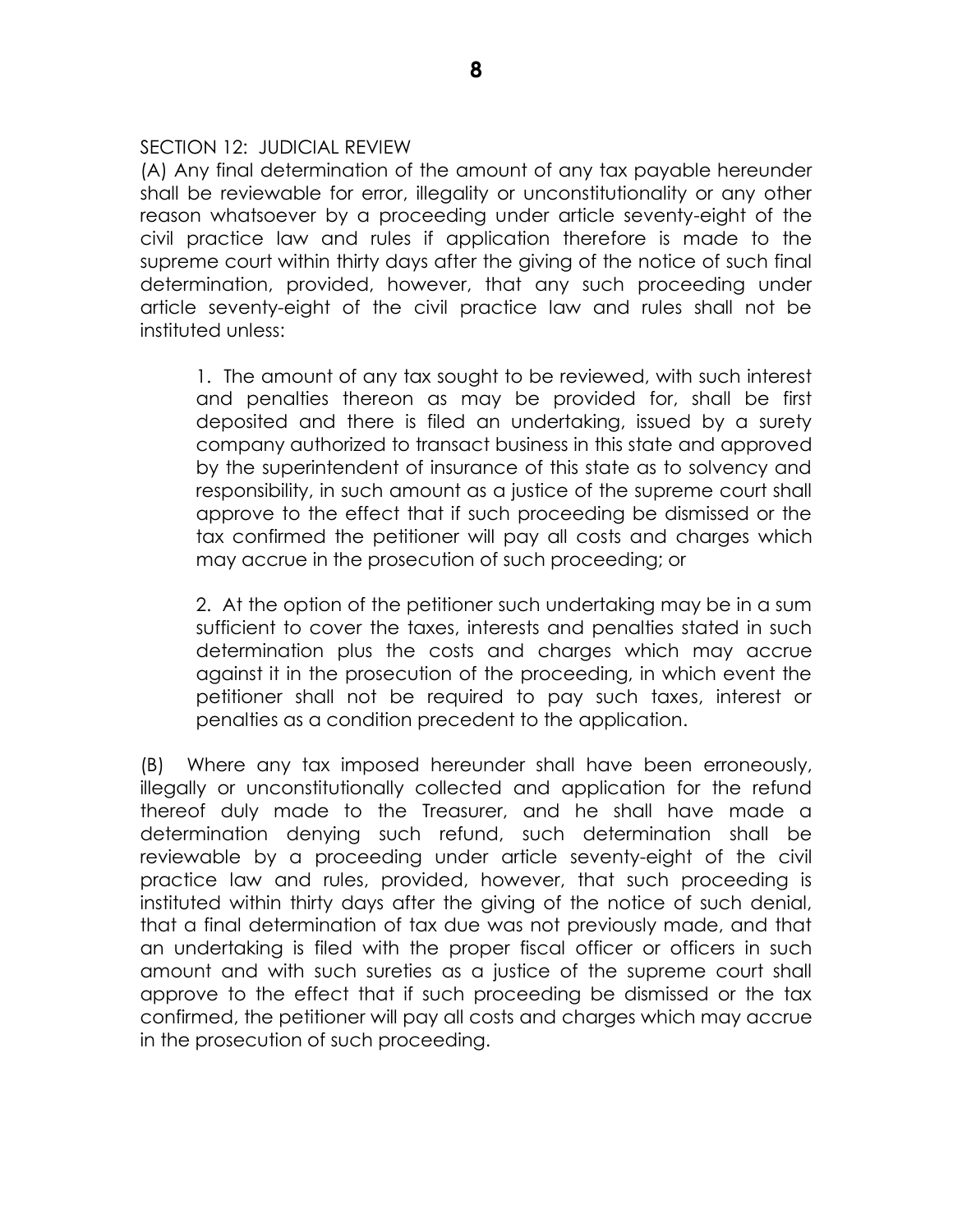SECTION 12: JUDICIAL REVIEW

(A) Any final determination of the amount of any tax payable hereunder shall be reviewable for error, illegality or unconstitutionality or any other reason whatsoever by a proceeding under article seventy-eight of the civil practice law and rules if application therefore is made to the supreme court within thirty days after the giving of the notice of such final determination, provided, however, that any such proceeding under article seventy-eight of the civil practice law and rules shall not be instituted unless:

> 1. The amount of any tax sought to be reviewed, with such interest and penalties thereon as may be provided for, shall be first deposited and there is filed an undertaking, issued by a surety company authorized to transact business in this state and approved by the superintendent of insurance of this state as to solvency and responsibility, in such amount as a justice of the supreme court shall approve to the effect that if such proceeding be dismissed or the tax confirmed the petitioner will pay all costs and charges which may accrue in the prosecution of such proceeding; or
>
> 2. At the option of the petitioner such undertaking may be in a sum sufficient to cover the taxes, interests and penalties stated in such determination plus the costs and charges which may accrue against it in the prosecution of the proceeding, in which event the petitioner shall not be required to pay such taxes, interest or penalties as a condition precedent to the application.

(B) Where any tax imposed hereunder shall have been erroneously, illegally or unconstitutionally collected and application for the refund thereof duly made to the Treasurer, and he shall have made a determination denying such refund, such determination shall be reviewable by a proceeding under article seventy-eight of the civil practice law and rules, provided, however, that such proceeding is instituted within thirty days after the giving of the notice of such denial, that a final determination of tax due was not previously made, and that an undertaking is filed with the proper fiscal officer or officers in such amount and with such sureties as a justice of the supreme court shall approve to the effect that if such proceeding be dismissed or the tax confirmed, the petitioner will pay all costs and charges which may accrue in the prosecution of such proceeding.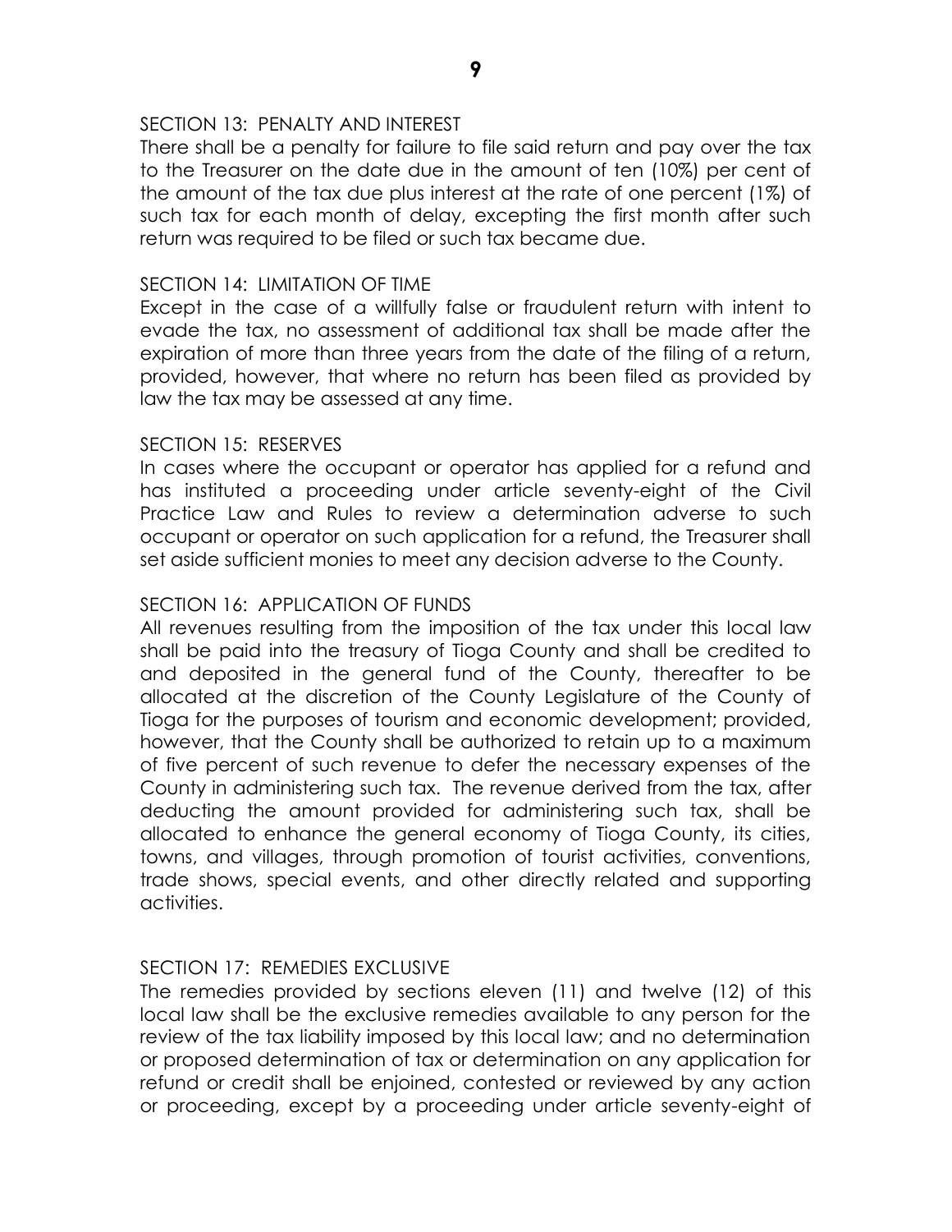SECTION 13: PENALTY AND INTEREST

There shall be a penalty for failure to file said return and pay over the tax to the Treasurer on the date due in the amount of ten (10%) per cent of the amount of the tax due plus interest at the rate of one percent (1%) of such tax for each month of delay, excepting the first month after such return was required to be filed or such tax became due.

SECTION 14: LIMITATION OF TIME

Except in the case of a willfully false or fraudulent return with intent to evade the tax, no assessment of additional tax shall be made after the expiration of more than three years from the date of the filing of a return, provided, however, that where no return has been filed as provided by law the tax may be assessed at any time.

SECTION 15: RESERVES

In cases where the occupant or operator has applied for a refund and has instituted a proceeding under article seventy-eight of the Civil Practice Law and Rules to review a determination adverse to such occupant or operator on such application for a refund, the Treasurer shall set aside sufficient monies to meet any decision adverse to the County.

SECTION 16: APPLICATION OF FUNDS

All revenues resulting from the imposition of the tax under this local law shall be paid into the treasury of Tioga County and shall be credited to and deposited in the general fund of the County, thereafter to be allocated at the discretion of the County Legislature of the County of Tioga for the purposes of tourism and economic development; provided, however, that the County shall be authorized to retain up to a maximum of five percent of such revenue to defer the necessary expenses of the County in administering such tax. The revenue derived from the tax, after deducting the amount provided for administering such tax, shall be allocated to enhance the general economy of Tioga County, its cities, towns, and villages, through promotion of tourist activities, conventions, trade shows, special events, and other directly related and supporting activities.

SECTION 17: REMEDIES EXCLUSIVE

The remedies provided by sections eleven (11) and twelve (12) of this local law shall be the exclusive remedies available to any person for the review of the tax liability imposed by this local law; and no determination or proposed determination of tax or determination on any application for refund or credit shall be enjoined, contested or reviewed by any action or proceeding, except by a proceeding under article seventy-eight of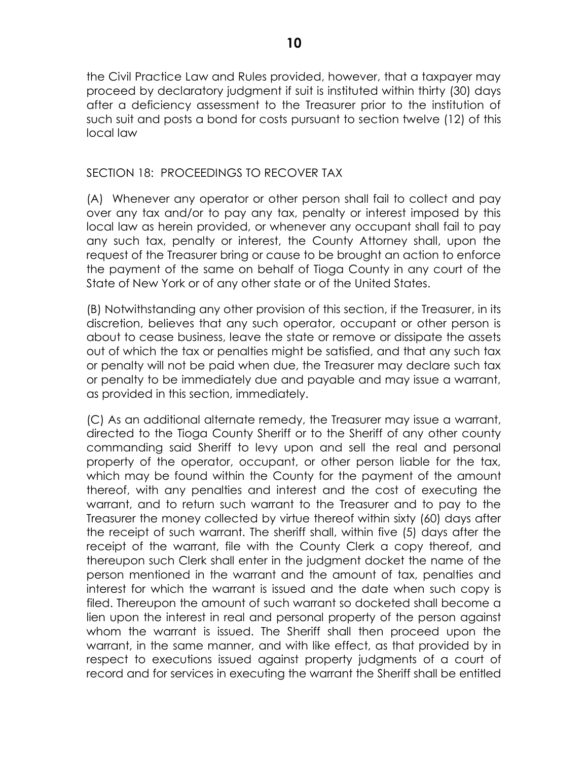the Civil Practice Law and Rules provided, however, that a taxpayer may proceed by declaratory judgment if suit is instituted within thirty (30) days after a deficiency assessment to the Treasurer prior to the institution of such suit and posts a bond for costs pursuant to section twelve (12) of this local law

SECTION 18: PROCEEDINGS TO RECOVER TAX

(A) Whenever any operator or other person shall fail to collect and pay over any tax and/or to pay any tax, penalty or interest imposed by this local law as herein provided, or whenever any occupant shall fail to pay any such tax, penalty or interest, the County Attorney shall, upon the request of the Treasurer bring or cause to be brought an action to enforce the payment of the same on behalf of Tioga County in any court of the State of New York or of any other state or of the United States.

(B) Notwithstanding any other provision of this section, if the Treasurer, in its discretion, believes that any such operator, occupant or other person is about to cease business, leave the state or remove or dissipate the assets out of which the tax or penalties might be satisfied, and that any such tax or penalty will not be paid when due, the Treasurer may declare such tax or penalty to be immediately due and payable and may issue a warrant, as provided in this section, immediately.

(C) As an additional alternate remedy, the Treasurer may issue a warrant, directed to the Tioga County Sheriff or to the Sheriff of any other county commanding said Sheriff to levy upon and sell the real and personal property of the operator, occupant, or other person liable for the tax, which may be found within the County for the payment of the amount thereof, with any penalties and interest and the cost of executing the warrant, and to return such warrant to the Treasurer and to pay to the Treasurer the money collected by virtue thereof within sixty (60) days after the receipt of such warrant. The sheriff shall, within five (5) days after the receipt of the warrant, file with the County Clerk a copy thereof, and thereupon such Clerk shall enter in the judgment docket the name of the person mentioned in the warrant and the amount of tax, penalties and interest for which the warrant is issued and the date when such copy is filed. Thereupon the amount of such warrant so docketed shall become a lien upon the interest in real and personal property of the person against whom the warrant is issued. The Sheriff shall then proceed upon the warrant, in the same manner, and with like effect, as that provided by in respect to executions issued against property judgments of a court of record and for services in executing the warrant the Sheriff shall be entitled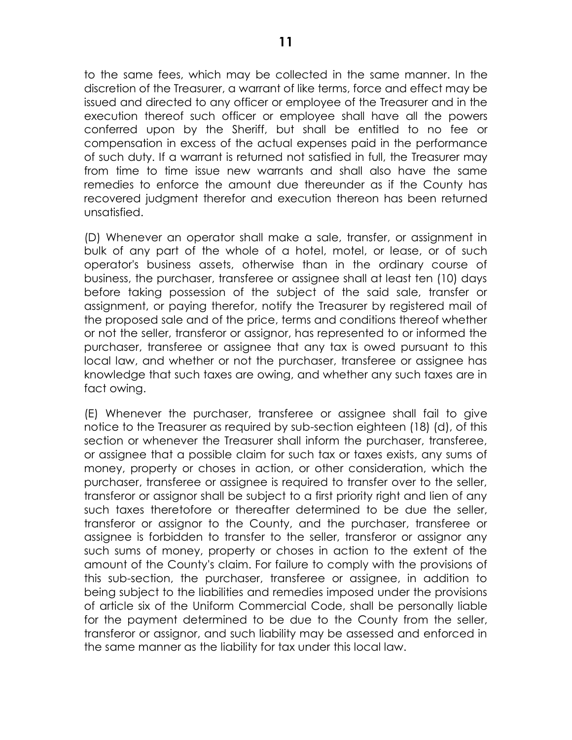to the same fees, which may be collected in the same manner. In the discretion of the Treasurer, a warrant of like terms, force and effect may be issued and directed to any officer or employee of the Treasurer and in the execution thereof such officer or employee shall have all the powers conferred upon by the Sheriff, but shall be entitled to no fee or compensation in excess of the actual expenses paid in the performance of such duty. If a warrant is returned not satisfied in full, the Treasurer may from time to time issue new warrants and shall also have the same remedies to enforce the amount due thereunder as if the County has recovered judgment therefor and execution thereon has been returned unsatisfied.

(D) Whenever an operator shall make a sale, transfer, or assignment in bulk of any part of the whole of a hotel, motel, or lease, or of such operator's business assets, otherwise than in the ordinary course of business, the purchaser, transferee or assignee shall at least ten (10) days before taking possession of the subject of the said sale, transfer or assignment, or paying therefor, notify the Treasurer by registered mail of the proposed sale and of the price, terms and conditions thereof whether or not the seller, transferor or assignor, has represented to or informed the purchaser, transferee or assignee that any tax is owed pursuant to this local law, and whether or not the purchaser, transferee or assignee has knowledge that such taxes are owing, and whether any such taxes are in fact owing.

(E) Whenever the purchaser, transferee or assignee shall fail to give notice to the Treasurer as required by sub-section eighteen (18) (d), of this section or whenever the Treasurer shall inform the purchaser, transferee, or assignee that a possible claim for such tax or taxes exists, any sums of money, property or choses in action, or other consideration, which the purchaser, transferee or assignee is required to transfer over to the seller, transferor or assignor shall be subject to a first priority right and lien of any such taxes theretofore or thereafter determined to be due the seller, transferor or assignor to the County, and the purchaser, transferee or assignee is forbidden to transfer to the seller, transferor or assignor any such sums of money, property or choses in action to the extent of the amount of the County's claim. For failure to comply with the provisions of this sub-section, the purchaser, transferee or assignee, in addition to being subject to the liabilities and remedies imposed under the provisions of article six of the Uniform Commercial Code, shall be personally liable for the payment determined to be due to the County from the seller, transferor or assignor, and such liability may be assessed and enforced in the same manner as the liability for tax under this local law.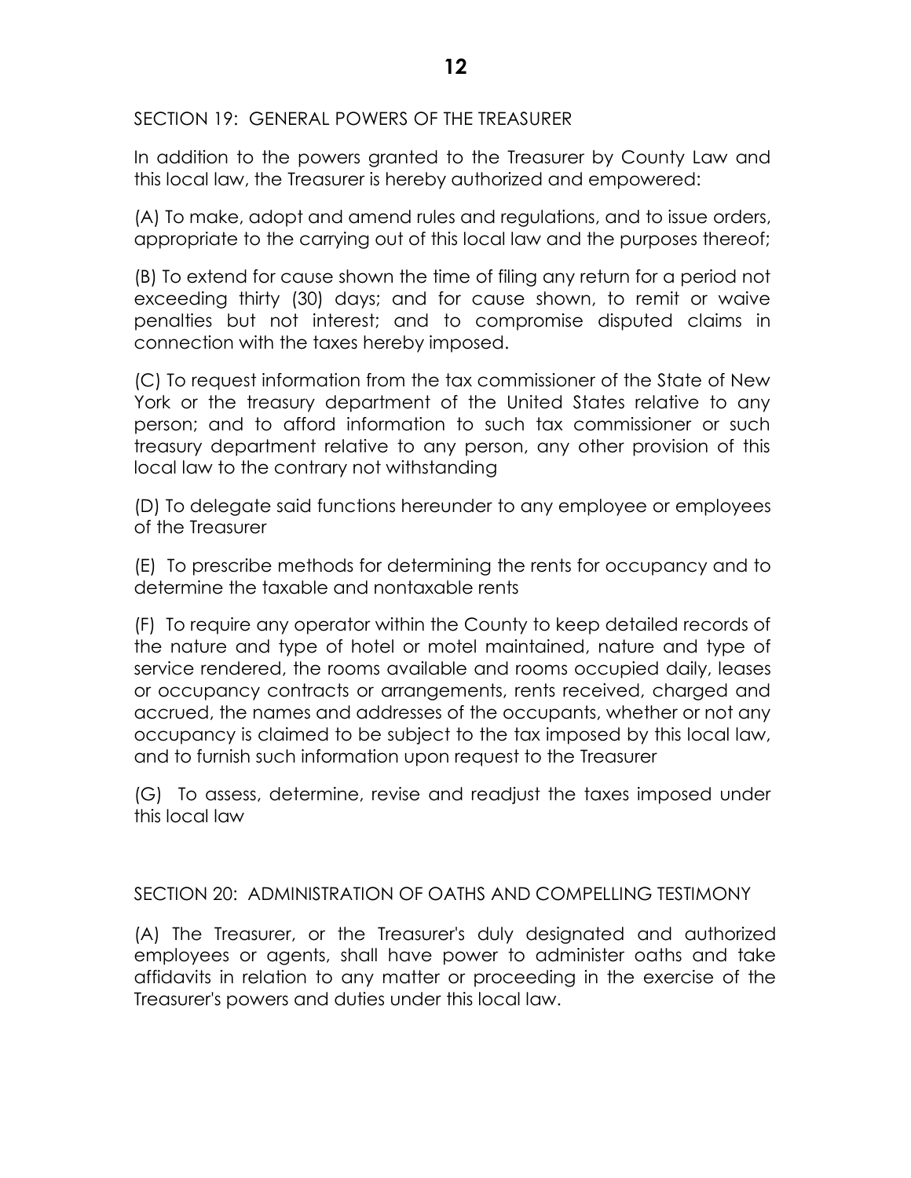## SECTION 19: GENERAL POWERS OF THE TREASURER

In addition to the powers granted to the Treasurer by County Law and this local law, the Treasurer is hereby authorized and empowered:

(A) To make, adopt and amend rules and regulations, and to issue orders, appropriate to the carrying out of this local law and the purposes thereof;

(B) To extend for cause shown the time of filing any return for a period not exceeding thirty (30) days; and for cause shown, to remit or waive penalties but not interest; and to compromise disputed claims in connection with the taxes hereby imposed.

(C) To request information from the tax commissioner of the State of New York or the treasury department of the United States relative to any person; and to afford information to such tax commissioner or such treasury department relative to any person, any other provision of this local law to the contrary not withstanding

(D) To delegate said functions hereunder to any employee or employees of the Treasurer

(E) To prescribe methods for determining the rents for occupancy and to determine the taxable and nontaxable rents

(F) To require any operator within the County to keep detailed records of the nature and type of hotel or motel maintained, nature and type of service rendered, the rooms available and rooms occupied daily, leases or occupancy contracts or arrangements, rents received, charged and accrued, the names and addresses of the occupants, whether or not any occupancy is claimed to be subject to the tax imposed by this local law, and to furnish such information upon request to the Treasurer

(G) To assess, determine, revise and readjust the taxes imposed under this local law

## SECTION 20: ADMINISTRATION OF OATHS AND COMPELLING TESTIMONY

(A) The Treasurer, or the Treasurer's duly designated and authorized employees or agents, shall have power to administer oaths and take affidavits in relation to any matter or proceeding in the exercise of the Treasurer's powers and duties under this local law.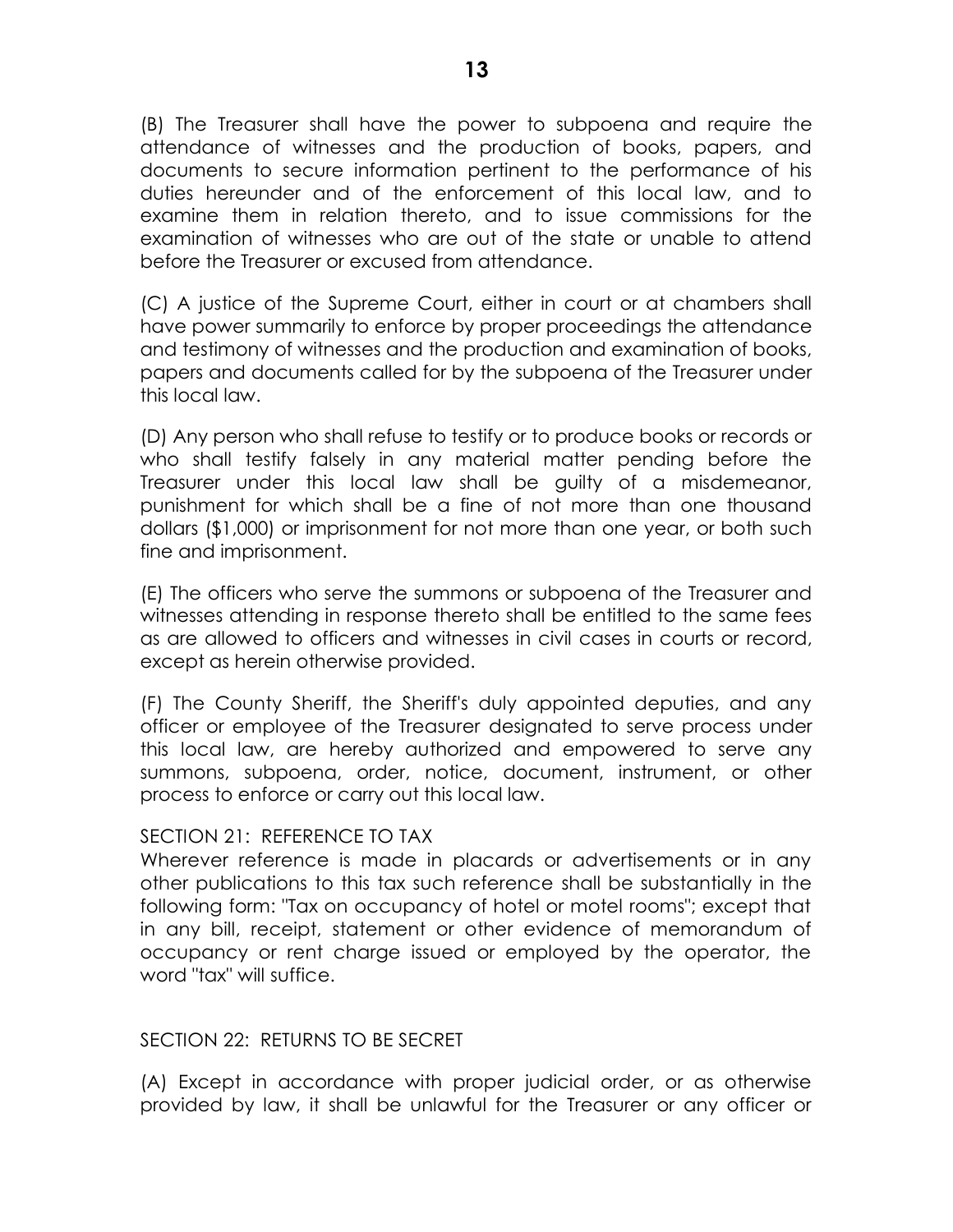(B) The Treasurer shall have the power to subpoena and require the attendance of witnesses and the production of books, papers, and documents to secure information pertinent to the performance of his duties hereunder and of the enforcement of this local law, and to examine them in relation thereto, and to issue commissions for the examination of witnesses who are out of the state or unable to attend before the Treasurer or excused from attendance.

(C) A justice of the Supreme Court, either in court or at chambers shall have power summarily to enforce by proper proceedings the attendance and testimony of witnesses and the production and examination of books, papers and documents called for by the subpoena of the Treasurer under this local law.

(D) Any person who shall refuse to testify or to produce books or records or who shall testify falsely in any material matter pending before the Treasurer under this local law shall be guilty of a misdemeanor, punishment for which shall be a fine of not more than one thousand dollars ($1,000) or imprisonment for not more than one year, or both such fine and imprisonment.

(E) The officers who serve the summons or subpoena of the Treasurer and witnesses attending in response thereto shall be entitled to the same fees as are allowed to officers and witnesses in civil cases in courts or record, except as herein otherwise provided.

(F) The County Sheriff, the Sheriff's duly appointed deputies, and any officer or employee of the Treasurer designated to serve process under this local law, are hereby authorized and empowered to serve any summons, subpoena, order, notice, document, instrument, or other process to enforce or carry out this local law.

SECTION 21: REFERENCE TO TAX

Wherever reference is made in placards or advertisements or in any other publications to this tax such reference shall be substantially in the following form: "Tax on occupancy of hotel or motel rooms"; except that in any bill, receipt, statement or other evidence of memorandum of occupancy or rent charge issued or employed by the operator, the word "tax" will suffice.

SECTION 22: RETURNS TO BE SECRET

(A) Except in accordance with proper judicial order, or as otherwise provided by law, it shall be unlawful for the Treasurer or any officer or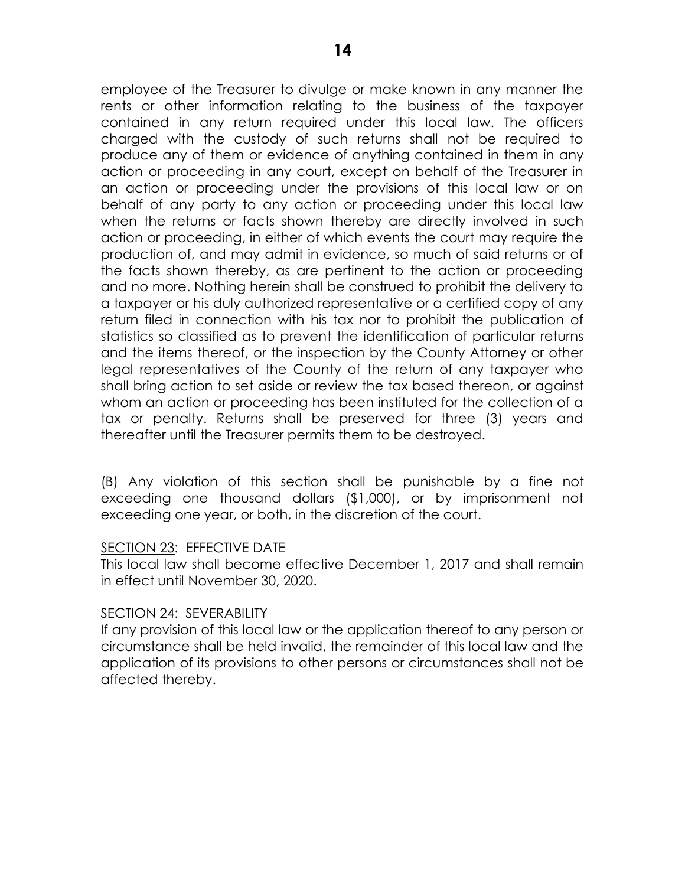employee of the Treasurer to divulge or make known in any manner the rents or other information relating to the business of the taxpayer contained in any return required under this local law. The officers charged with the custody of such returns shall not be required to produce any of them or evidence of anything contained in them in any action or proceeding in any court, except on behalf of the Treasurer in an action or proceeding under the provisions of this local law or on behalf of any party to any action or proceeding under this local law when the returns or facts shown thereby are directly involved in such action or proceeding, in either of which events the court may require the production of, and may admit in evidence, so much of said returns or of the facts shown thereby, as are pertinent to the action or proceeding and no more. Nothing herein shall be construed to prohibit the delivery to a taxpayer or his duly authorized representative or a certified copy of any return filed in connection with his tax nor to prohibit the publication of statistics so classified as to prevent the identification of particular returns and the items thereof, or the inspection by the County Attorney or other legal representatives of the County of the return of any taxpayer who shall bring action to set aside or review the tax based thereon, or against whom an action or proceeding has been instituted for the collection of a tax or penalty. Returns shall be preserved for three (3) years and thereafter until the Treasurer permits them to be destroyed.

(B) Any violation of this section shall be punishable by a fine not exceeding one thousand dollars ($1,000), or by imprisonment not exceeding one year, or both, in the discretion of the court.

SECTION 23: EFFECTIVE DATE

This local law shall become effective December 1, 2017 and shall remain in effect until November 30, 2020.

SECTION 24: SEVERABILITY

If any provision of this local law or the application thereof to any person or circumstance shall be held invalid, the remainder of this local law and the application of its provisions to other persons or circumstances shall not be affected thereby.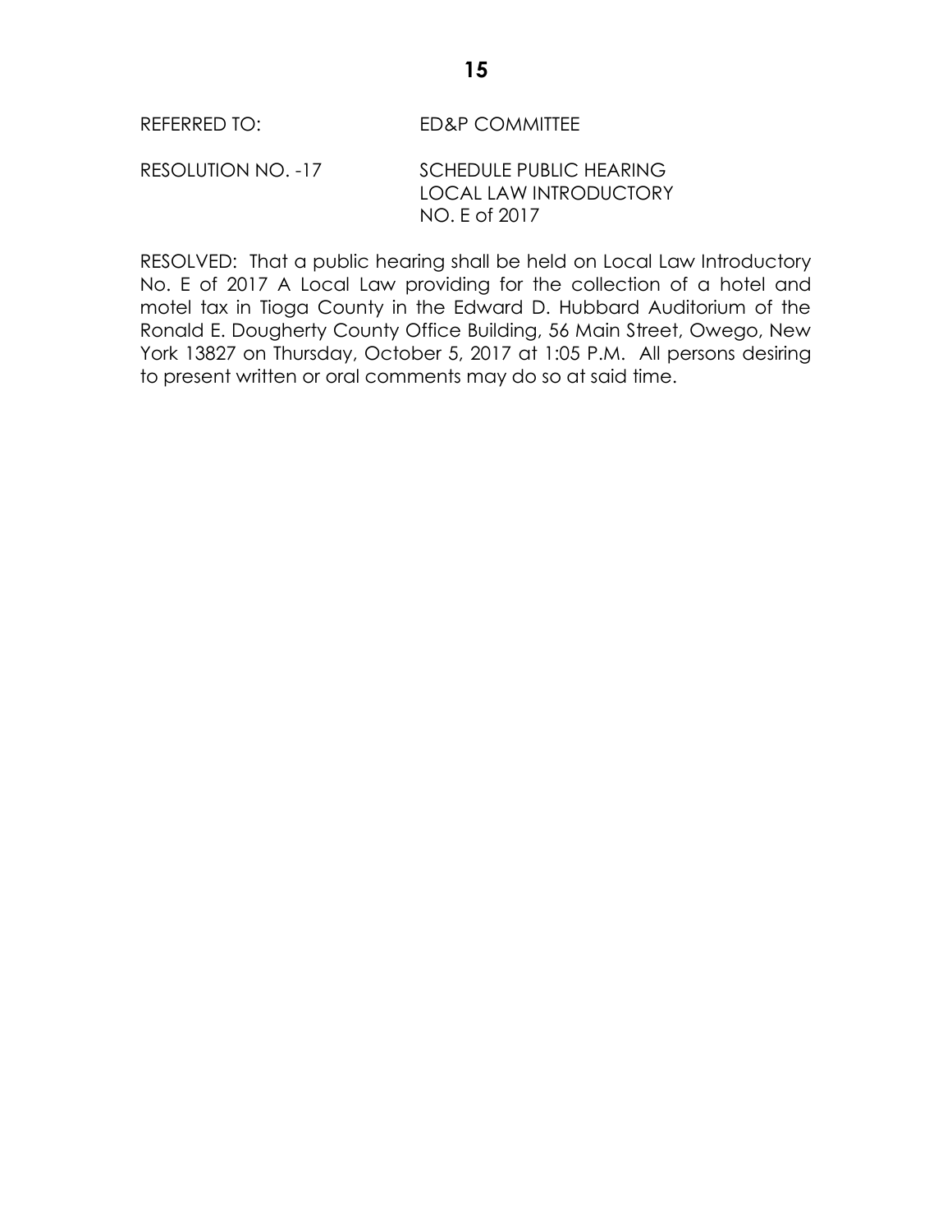REFERRED TO: ED&P COMMITTEE

RESOLUTION NO. -17 SCHEDULE PUBLIC HEARING
LOCAL LAW INTRODUCTORY
NO. E of 2017

RESOLVED: That a public hearing shall be held on Local Law Introductory No. E of 2017 A Local Law providing for the collection of a hotel and motel tax in Tioga County in the Edward D. Hubbard Auditorium of the Ronald E. Dougherty County Office Building, 56 Main Street, Owego, New York 13827 on Thursday, October 5, 2017 at 1:05 P.M. All persons desiring to present written or oral comments may do so at said time.